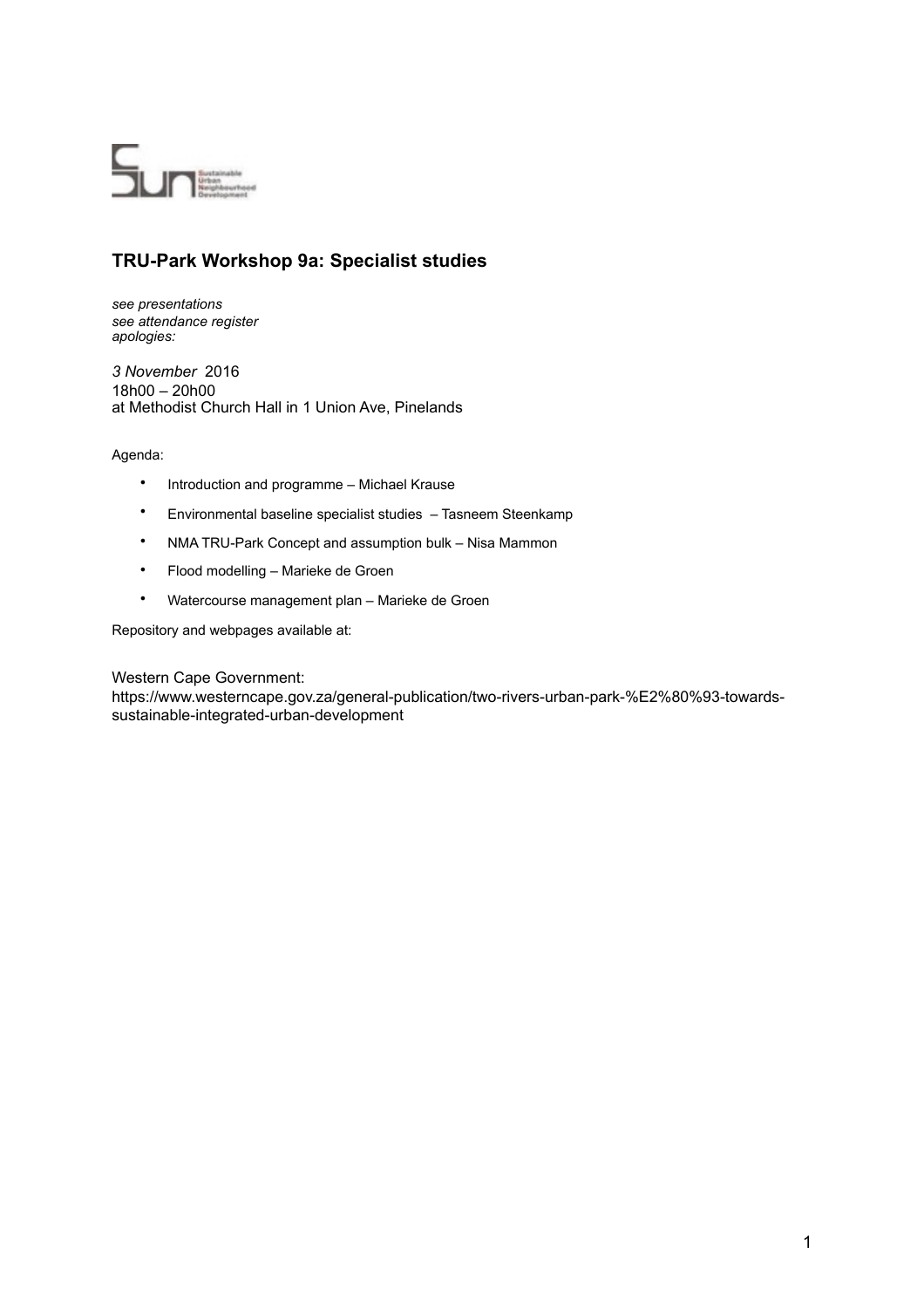Sustainable Urban Neighbourhood Development

## TRU-Park Workshop 9a: Specialist studies

*see presentations*
*see attendance register*
*apologies:*

*3 November* 2016
18h00 – 20h00
at Methodist Church Hall in 1 Union Ave, Pinelands

Agenda:

- Introduction and programme – Michael Krause
- Environmental baseline specialist studies – Tasneem Steenkamp
- NMA TRU-Park Concept and assumption bulk – Nisa Mammon
- Flood modelling – Marieke de Groen
- Watercourse management plan – Marieke de Groen

Repository and webpages available at:

Western Cape Government:
https://www.westerncape.gov.za/general-publication/two-rivers-urban-park-%E2%80%93-towards-sustainable-integrated-urban-development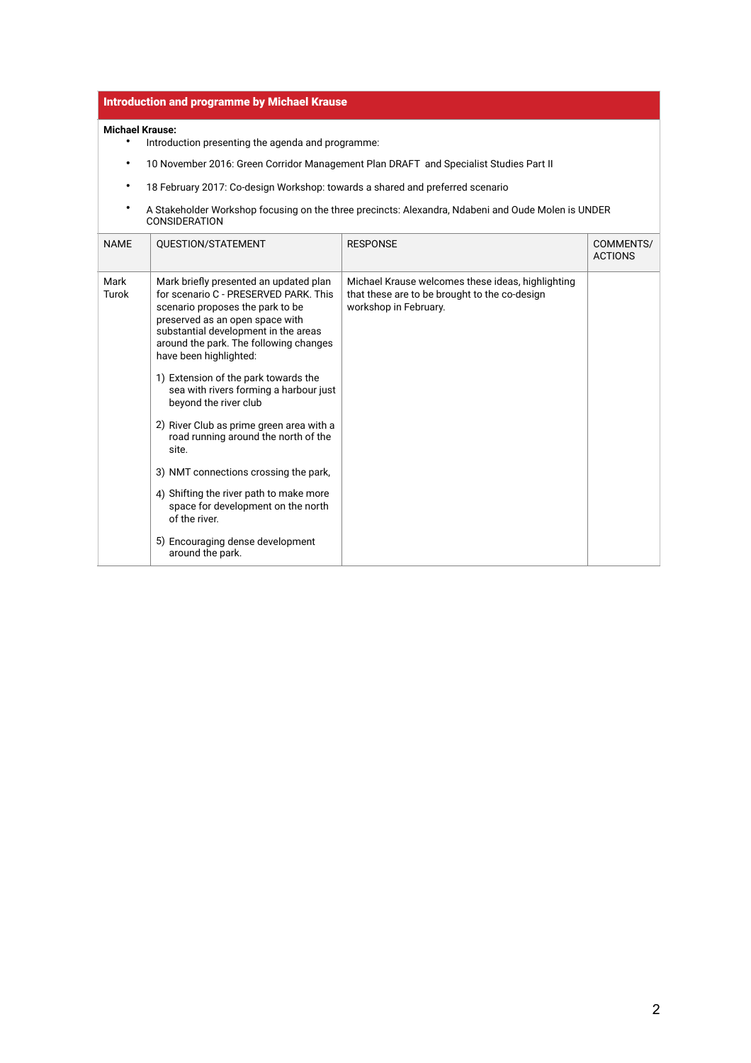## Introduction and programme by Michael Krause

**Michael Krause:**

- Introduction presenting the agenda and programme:
- 10 November 2016: Green Corridor Management Plan DRAFT and Specialist Studies Part II
- 18 February 2017: Co-design Workshop: towards a shared and preferred scenario
- A Stakeholder Workshop focusing on the three precincts: Alexandra, Ndabeni and Oude Molen is UNDER CONSIDERATION

| NAME | QUESTION/STATEMENT | RESPONSE | COMMENTS/ ACTIONS |
|---|---|---|---|
| Mark Turok | Mark briefly presented an updated plan for scenario C - PRESERVED PARK. This scenario proposes the park to be preserved as an open space with substantial development in the areas around the park. The following changes have been highlighted:<br><br>1) Extension of the park towards the sea with rivers forming a harbour just beyond the river club<br><br>2) River Club as prime green area with a road running around the north of the site.<br><br>3) NMT connections crossing the park,<br><br>4) Shifting the river path to make more space for development on the north of the river.<br><br>5) Encouraging dense development around the park. | Michael Krause welcomes these ideas, highlighting that these are to be brought to the co-design workshop in February. | |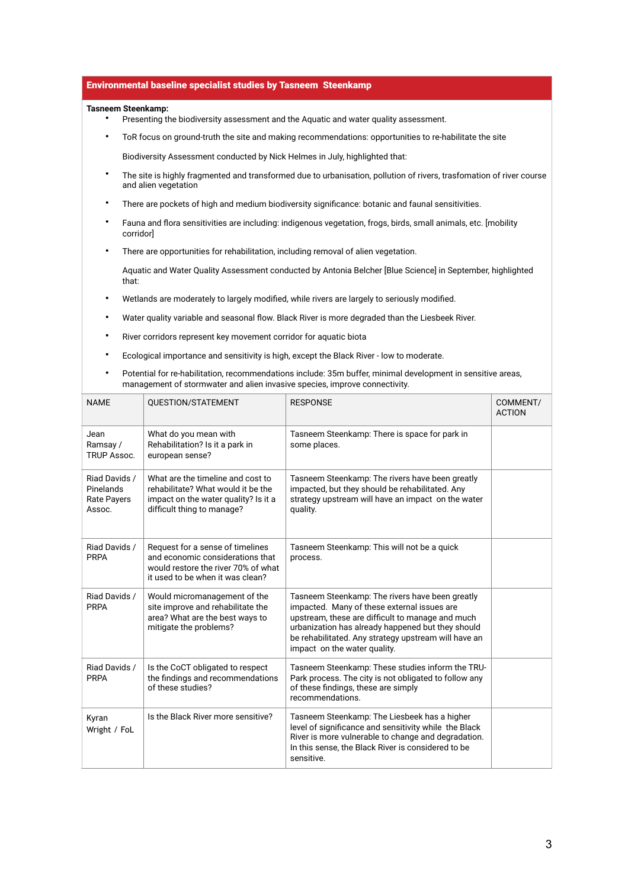## Environmental baseline specialist studies by Tasneem Steenkamp

**Tasneem Steenkamp:**

- Presenting the biodiversity assessment and the Aquatic and water quality assessment.
- ToR focus on ground-truth the site and making recommendations: opportunities to re-habilitate the site

  Biodiversity Assessment conducted by Nick Helmes in July, highlighted that:

- The site is highly fragmented and transformed due to urbanisation, pollution of rivers, trasfomation of river course and alien vegetation
- There are pockets of high and medium biodiversity significance: botanic and faunal sensitivities.
- Fauna and flora sensitivities are including: indigenous vegetation, frogs, birds, small animals, etc. [mobility corridor]
- There are opportunities for rehabilitation, including removal of alien vegetation.

  Aquatic and Water Quality Assessment conducted by Antonia Belcher [Blue Science] in September, highlighted that:

- Wetlands are moderately to largely modified, while rivers are largely to seriously modified.
- Water quality variable and seasonal flow. Black River is more degraded than the Liesbeek River.
- River corridors represent key movement corridor for aquatic biota
- Ecological importance and sensitivity is high, except the Black River - low to moderate.
- Potential for re-habilitation, recommendations include: 35m buffer, minimal development in sensitive areas, management of stormwater and alien invasive species, improve connectivity.

| NAME | QUESTION/STATEMENT | RESPONSE | COMMENT/ ACTION |
|---|---|---|---|
| Jean Ramsay / TRUP Assoc. | What do you mean with Rehabilitation? Is it a park in european sense? | Tasneem Steenkamp: There is space for park in some places. | |
| Riad Davids / Pinelands Rate Payers Assoc. | What are the timeline and cost to rehabilitate? What would it be the impact on the water quality? Is it a difficult thing to manage? | Tasneem Steenkamp: The rivers have been greatly impacted, but they should be rehabilitated. Any strategy upstream will have an impact on the water quality. | |
| Riad Davids / PRPA | Request for a sense of timelines and economic considerations that would restore the river 70% of what it used to be when it was clean? | Tasneem Steenkamp: This will not be a quick process. | |
| Riad Davids / PRPA | Would micromanagement of the site improve and rehabilitate the area? What are the best ways to mitigate the problems? | Tasneem Steenkamp: The rivers have been greatly impacted. Many of these external issues are upstream, these are difficult to manage and much urbanization has already happened but they should be rehabilitated. Any strategy upstream will have an impact on the water quality. | |
| Riad Davids / PRPA | Is the CoCT obligated to respect the findings and recommendations of these studies? | Tasneem Steenkamp: These studies inform the TRU-Park process. The city is not obligated to follow any of these findings, these are simply recommendations. | |
| Kyran Wright / FoL | Is the Black River more sensitive? | Tasneem Steenkamp: The Liesbeek has a higher level of significance and sensitivity while the Black River is more vulnerable to change and degradation. In this sense, the Black River is considered to be sensitive. | |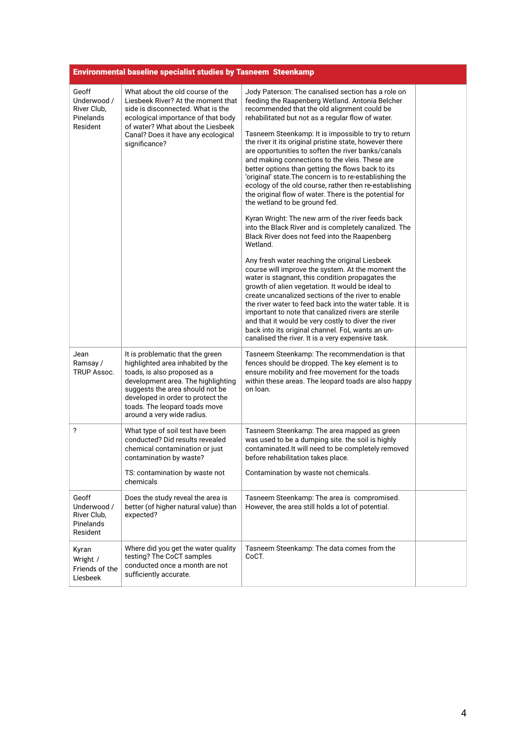| Environmental baseline specialist studies by Tasneem Steenkamp | | | |
|---|---|---|---|
| Geoff Underwood / River Club, Pinelands Resident | What about the old course of the Liesbeek River? At the moment that side is disconnected. What is the ecological importance of that body of water? What about the Liesbeek Canal? Does it have any ecological significance? | Jody Paterson: The canalised section has a role on feeding the Raapenberg Wetland. Antonia Belcher recommended that the old alignment could be rehabilitated but not as a regular flow of water.<br><br>Tasneem Steenkamp: It is impossible to try to return the river it its original pristine state, however there are opportunities to soften the river banks/canals and making connections to the vleis. These are better options than getting the flows back to its 'original' state.The concern is to re-establishing the ecology of the old course, rather then re-establishing the original flow of water. There is the potential for the wetland to be ground fed.<br><br>Kyran Wright: The new arm of the river feeds back into the Black River and is completely canalized. The Black River does not feed into the Raapenberg Wetland.<br><br>Any fresh water reaching the original Liesbeek course will improve the system. At the moment the water is stagnant, this condition propagates the growth of alien vegetation. It would be ideal to create uncanalized sections of the river to enable the river water to feed back into the water table. It is important to note that canalized rivers are sterile and that it would be very costly to diver the river back into its original channel. FoL wants an un-canalised the river. It is a very expensive task. | |
| Jean Ramsay / TRUP Assoc. | It is problematic that the green highlighted area inhabited by the toads, is also proposed as a development area. The highlighting suggests the area should not be developed in order to protect the toads. The leopard toads move around a very wide radius. | Tasneem Steenkamp: The recommendation is that fences should be dropped. The key element is to ensure mobility and free movement for the toads within these areas. The leopard toads are also happy on loan. | |
| ? | What type of soil test have been conducted? Did results revealed chemical contamination or just contamination by waste?<br><br>TS: contamination by waste not chemicals | Tasneem Steenkamp: The area mapped as green was used to be a dumping site. the soil is highly contaminated.It will need to be completely removed before rehabilitation takes place.<br><br>Contamination by waste not chemicals. | |
| Geoff Underwood / River Club, Pinelands Resident | Does the study reveal the area is better (of higher natural value) than expected? | Tasneem Steenkamp: The area is compromised. However, the area still holds a lot of potential. | |
| Kyran Wright / Friends of the Liesbeek | Where did you get the water quality testing? The CoCT samples conducted once a month are not sufficiently accurate. | Tasneem Steenkamp: The data comes from the CoCT. | |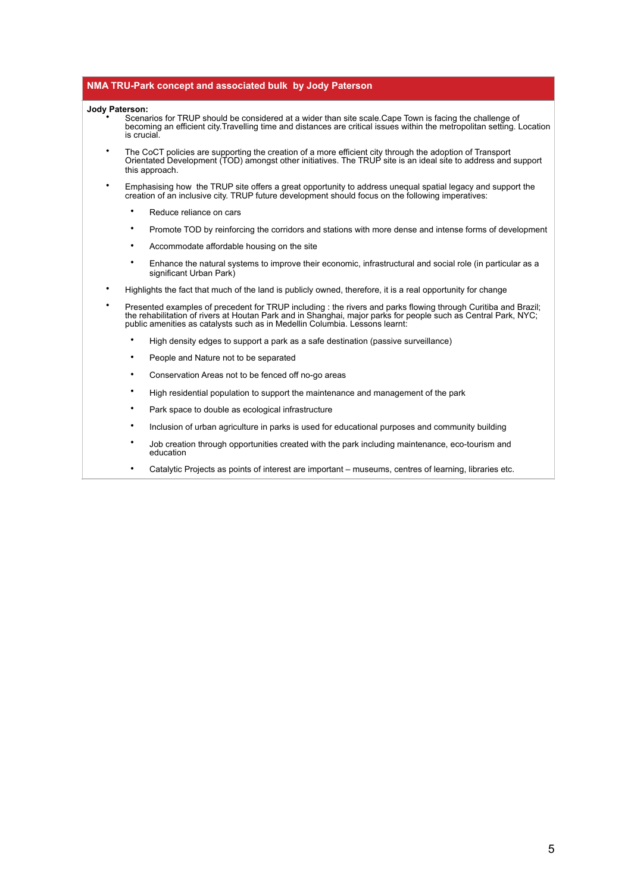## NMA TRU-Park concept and associated bulk by Jody Paterson

**Jody Paterson:**

- Scenarios for TRUP should be considered at a wider than site scale.Cape Town is facing the challenge of becoming an efficient city.Travelling time and distances are critical issues within the metropolitan setting. Location is crucial.
- The CoCT policies are supporting the creation of a more efficient city through the adoption of Transport Orientated Development (TOD) amongst other initiatives. The TRUP site is an ideal site to address and support this approach.
- Emphasising how the TRUP site offers a great opportunity to address unequal spatial legacy and support the creation of an inclusive city. TRUP future development should focus on the following imperatives:
    - Reduce reliance on cars
    - Promote TOD by reinforcing the corridors and stations with more dense and intense forms of development
    - Accommodate affordable housing on the site
    - Enhance the natural systems to improve their economic, infrastructural and social role (in particular as a significant Urban Park)
- Highlights the fact that much of the land is publicly owned, therefore, it is a real opportunity for change
- Presented examples of precedent for TRUP including : the rivers and parks flowing through Curitiba and Brazil; the rehabilitation of rivers at Houtan Park and in Shanghai, major parks for people such as Central Park, NYC; public amenities as catalysts such as in Medellin Columbia. Lessons learnt:
    - High density edges to support a park as a safe destination (passive surveillance)
    - People and Nature not to be separated
    - Conservation Areas not to be fenced off no-go areas
    - High residential population to support the maintenance and management of the park
    - Park space to double as ecological infrastructure
    - Inclusion of urban agriculture in parks is used for educational purposes and community building
    - Job creation through opportunities created with the park including maintenance, eco-tourism and education
    - Catalytic Projects as points of interest are important – museums, centres of learning, libraries etc.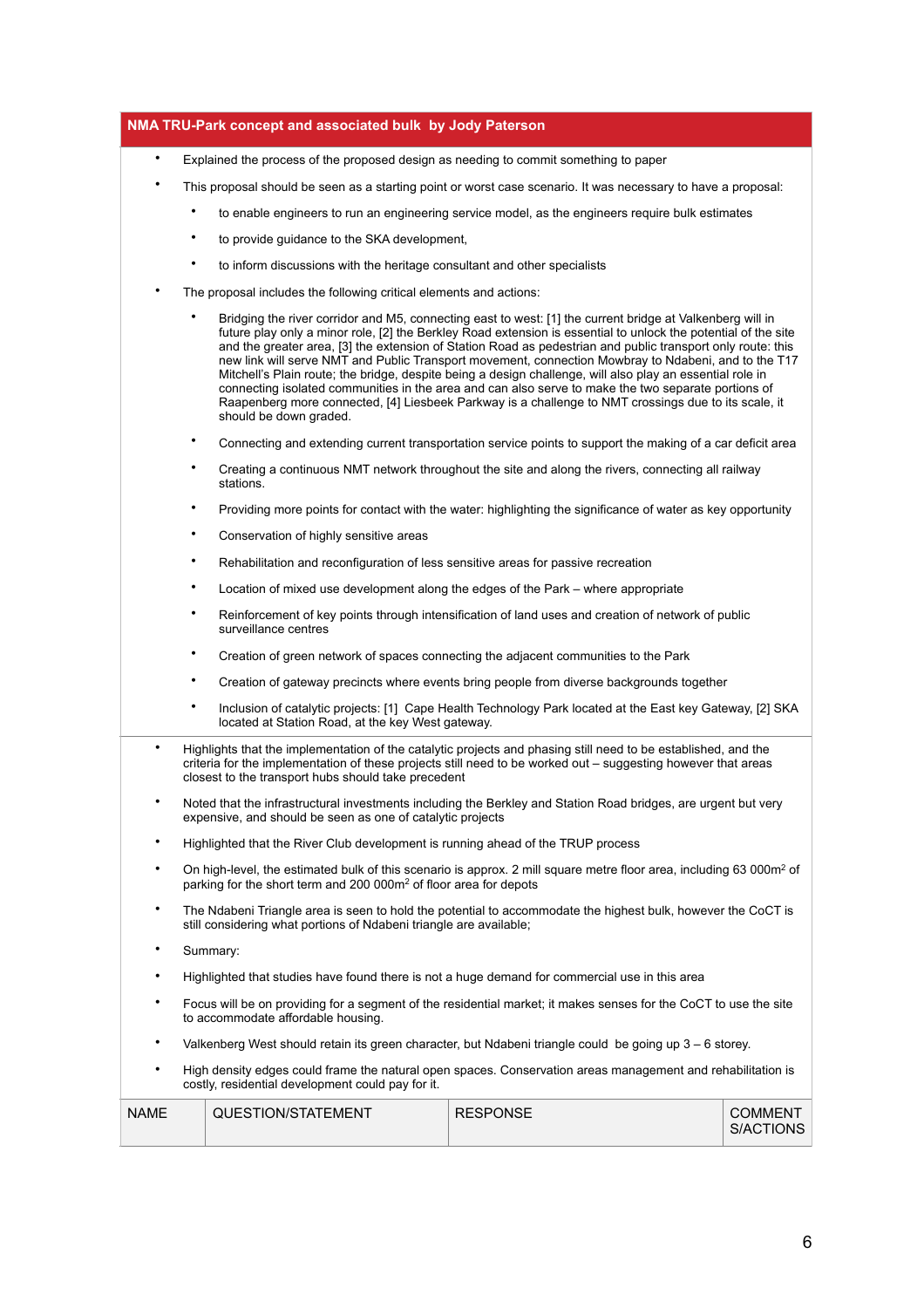## NMA TRU-Park concept and associated bulk by Jody Paterson

- Explained the process of the proposed design as needing to commit something to paper
- This proposal should be seen as a starting point or worst case scenario. It was necessary to have a proposal:
  - to enable engineers to run an engineering service model, as the engineers require bulk estimates
  - to provide guidance to the SKA development,
  - to inform discussions with the heritage consultant and other specialists
- The proposal includes the following critical elements and actions:
  - Bridging the river corridor and M5, connecting east to west: [1] the current bridge at Valkenberg will in future play only a minor role, [2] the Berkley Road extension is essential to unlock the potential of the site and the greater area, [3] the extension of Station Road as pedestrian and public transport only route: this new link will serve NMT and Public Transport movement, connection Mowbray to Ndabeni, and to the T17 Mitchell's Plain route; the bridge, despite being a design challenge, will also play an essential role in connecting isolated communities in the area and can also serve to make the two separate portions of Raapenberg more connected, [4] Liesbeek Parkway is a challenge to NMT crossings due to its scale, it should be down graded.
  - Connecting and extending current transportation service points to support the making of a car deficit area
  - Creating a continuous NMT network throughout the site and along the rivers, connecting all railway stations.
  - Providing more points for contact with the water: highlighting the significance of water as key opportunity
  - Conservation of highly sensitive areas
  - Rehabilitation and reconfiguration of less sensitive areas for passive recreation
  - Location of mixed use development along the edges of the Park – where appropriate
  - Reinforcement of key points through intensification of land uses and creation of network of public surveillance centres
  - Creation of green network of spaces connecting the adjacent communities to the Park
  - Creation of gateway precincts where events bring people from diverse backgrounds together
  - Inclusion of catalytic projects: [1] Cape Health Technology Park located at the East key Gateway, [2] SKA located at Station Road, at the key West gateway.

- Highlights that the implementation of the catalytic projects and phasing still need to be established, and the criteria for the implementation of these projects still need to be worked out – suggesting however that areas closest to the transport hubs should take precedent
- Noted that the infrastructural investments including the Berkley and Station Road bridges, are urgent but very expensive, and should be seen as one of catalytic projects
- Highlighted that the River Club development is running ahead of the TRUP process
- On high-level, the estimated bulk of this scenario is approx. 2 mill square metre floor area, including 63 000m$^2$ of parking for the short term and 200 000m$^2$ of floor area for depots
- The Ndabeni Triangle area is seen to hold the potential to accommodate the highest bulk, however the CoCT is still considering what portions of Ndabeni triangle are available;
- Summary:
- Highlighted that studies have found there is not a huge demand for commercial use in this area
- Focus will be on providing for a segment of the residential market; it makes senses for the CoCT to use the site to accommodate affordable housing.
- Valkenberg West should retain its green character, but Ndabeni triangle could be going up 3 – 6 storey.
- High density edges could frame the natural open spaces. Conservation areas management and rehabilitation is costly, residential development could pay for it.

| NAME | QUESTION/STATEMENT | RESPONSE | COMMENT S/ACTIONS |
|---|---|---|---|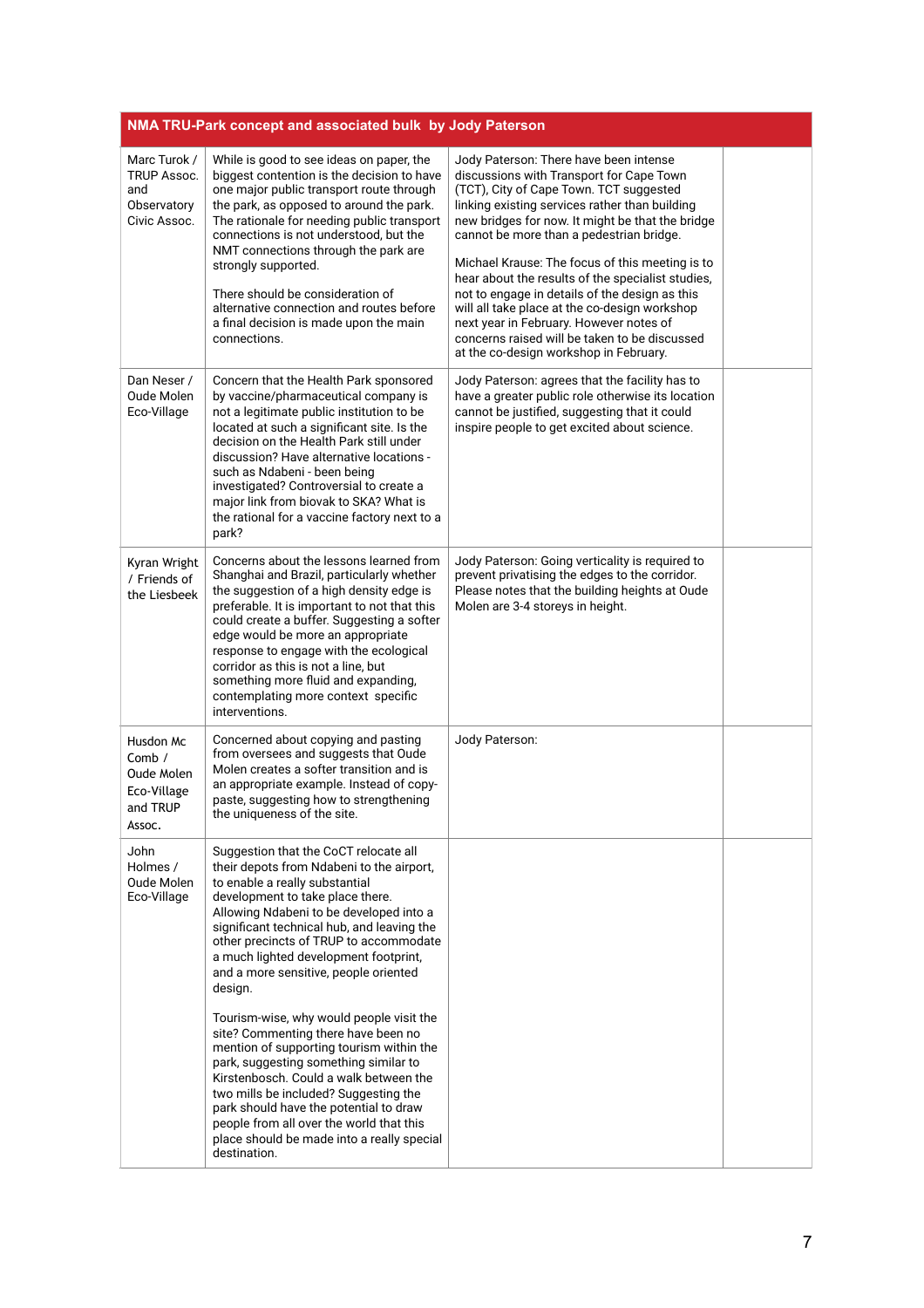| NMA TRU-Park concept and associated bulk by Jody Paterson | | | |
|---|---|---|---|
| Marc Turok / TRUP Assoc. and Observatory Civic Assoc. | While is good to see ideas on paper, the biggest contention is the decision to have one major public transport route through the park, as opposed to around the park. The rationale for needing public transport connections is not understood, but the NMT connections through the park are strongly supported.<br><br>There should be consideration of alternative connection and routes before a final decision is made upon the main connections. | Jody Paterson: There have been intense discussions with Transport for Cape Town (TCT), City of Cape Town. TCT suggested linking existing services rather than building new bridges for now. It might be that the bridge cannot be more than a pedestrian bridge.<br><br>Michael Krause: The focus of this meeting is to hear about the results of the specialist studies, not to engage in details of the design as this will all take place at the co-design workshop next year in February. However notes of concerns raised will be taken to be discussed at the co-design workshop in February. | |
| Dan Neser / Oude Molen Eco-Village | Concern that the Health Park sponsored by vaccine/pharmaceutical company is not a legitimate public institution to be located at such a significant site. Is the decision on the Health Park still under discussion? Have alternative locations - such as Ndabeni - been being investigated? Controversial to create a major link from biovak to SKA? What is the rational for a vaccine factory next to a park? | Jody Paterson: agrees that the facility has to have a greater public role otherwise its location cannot be justified, suggesting that it could inspire people to get excited about science. | |
| Kyran Wright / Friends of the Liesbeek | Concerns about the lessons learned from Shanghai and Brazil, particularly whether the suggestion of a high density edge is preferable. It is important to not that this could create a buffer. Suggesting a softer edge would be more an appropriate response to engage with the ecological corridor as this is not a line, but something more fluid and expanding, contemplating more context specific interventions. | Jody Paterson: Going verticality is required to prevent privatising the edges to the corridor. Please notes that the building heights at Oude Molen are 3-4 storeys in height. | |
| Husdon Mc Comb / Oude Molen Eco-Village and TRUP Assoc. | Concerned about copying and pasting from oversees and suggests that Oude Molen creates a softer transition and is an appropriate example. Instead of copy-paste, suggesting how to strengthening the uniqueness of the site. | Jody Paterson: | |
| John Holmes / Oude Molen Eco-Village | Suggestion that the CoCT relocate all their depots from Ndabeni to the airport, to enable a really substantial development to take place there. Allowing Ndabeni to be developed into a significant technical hub, and leaving the other precincts of TRUP to accommodate a much lighted development footprint, and a more sensitive, people oriented design.<br><br>Tourism-wise, why would people visit the site? Commenting there have been no mention of supporting tourism within the park, suggesting something similar to Kirstenbosch. Could a walk between the two mills be included? Suggesting the park should have the potential to draw people from all over the world that this place should be made into a really special destination. | | |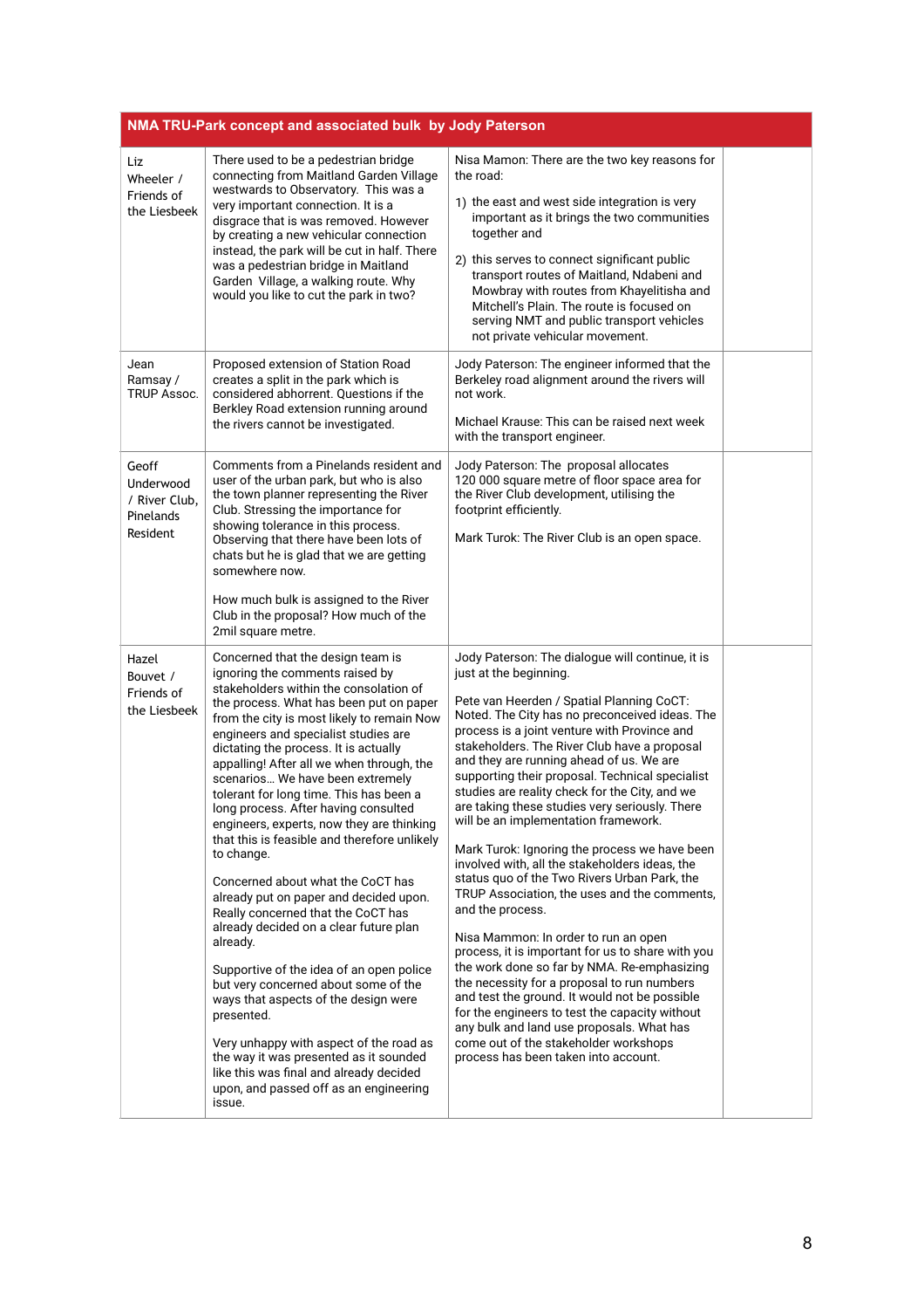| NMA TRU-Park concept and associated bulk by Jody Paterson | | | |
|---|---|---|---|
| Liz Wheeler / Friends of the Liesbeek | There used to be a pedestrian bridge connecting from Maitland Garden Village westwards to Observatory. This was a very important connection. It is a disgrace that is was removed. However by creating a new vehicular connection instead, the park will be cut in half. There was a pedestrian bridge in Maitland Garden Village, a walking route. Why would you like to cut the park in two? | Nisa Mamon: There are the two key reasons for the road:<br><br>1) the east and west side integration is very important as it brings the two communities together and<br><br>2) this serves to connect significant public transport routes of Maitland, Ndabeni and Mowbray with routes from Khayelitisha and Mitchell's Plain. The route is focused on serving NMT and public transport vehicles not private vehicular movement. | |
| Jean Ramsay / TRUP Assoc. | Proposed extension of Station Road creates a split in the park which is considered abhorrent. Questions if the Berkley Road extension running around the rivers cannot be investigated. | Jody Paterson: The engineer informed that the Berkeley road alignment around the rivers will not work.<br><br>Michael Krause: This can be raised next week with the transport engineer. | |
| Geoff Underwood / River Club, Pinelands Resident | Comments from a Pinelands resident and user of the urban park, but who is also the town planner representing the River Club. Stressing the importance for showing tolerance in this process. Observing that there have been lots of chats but he is glad that we are getting somewhere now.<br><br>How much bulk is assigned to the River Club in the proposal? How much of the 2mil square metre. | Jody Paterson: The proposal allocates 120 000 square metre of floor space area for the River Club development, utilising the footprint efficiently.<br><br>Mark Turok: The River Club is an open space. | |
| Hazel Bouvet / Friends of the Liesbeek | Concerned that the design team is ignoring the comments raised by stakeholders within the consolation of the process. What has been put on paper from the city is most likely to remain Now engineers and specialist studies are dictating the process. It is actually appalling! After all we when through, the scenarios… We have been extremely tolerant for long time. This has been a long process. After having consulted engineers, experts, now they are thinking that this is feasible and therefore unlikely to change.<br><br>Concerned about what the CoCT has already put on paper and decided upon. Really concerned that the CoCT has already decided on a clear future plan already.<br><br>Supportive of the idea of an open police but very concerned about some of the ways that aspects of the design were presented.<br><br>Very unhappy with aspect of the road as the way it was presented as it sounded like this was final and already decided upon, and passed off as an engineering issue. | Jody Paterson: The dialogue will continue, it is just at the beginning.<br><br>Pete van Heerden / Spatial Planning CoCT: Noted. The City has no preconceived ideas. The process is a joint venture with Province and stakeholders. The River Club have a proposal and they are running ahead of us. We are supporting their proposal. Technical specialist studies are reality check for the City, and we are taking these studies very seriously. There will be an implementation framework.<br><br>Mark Turok: Ignoring the process we have been involved with, all the stakeholders ideas, the status quo of the Two Rivers Urban Park, the TRUP Association, the uses and the comments, and the process.<br><br>Nisa Mammon: In order to run an open process, it is important for us to share with you the work done so far by NMA. Re-emphasizing the necessity for a proposal to run numbers and test the ground. It would not be possible for the engineers to test the capacity without any bulk and land use proposals. What has come out of the stakeholder workshops process has been taken into account. | |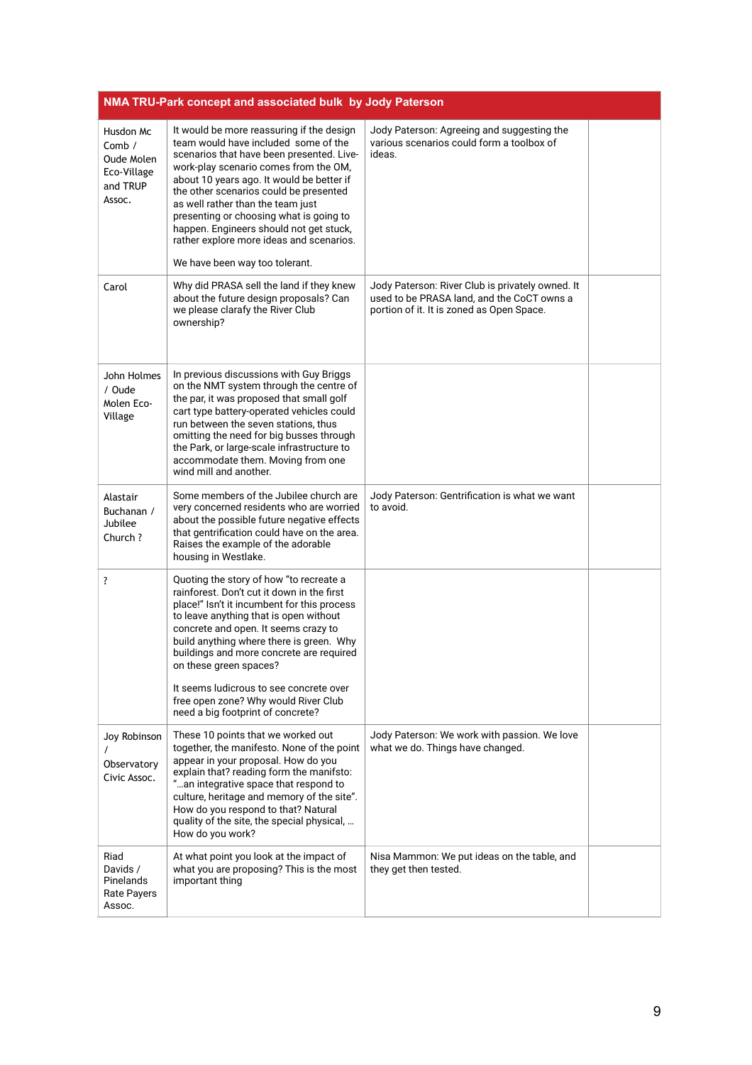| NMA TRU-Park concept and associated bulk by Jody Paterson | | | |
|---|---|---|---|
| Husdon Mc Comb / Oude Molen Eco-Village and TRUP Assoc. | It would be more reassuring if the design team would have included some of the scenarios that have been presented. Live-work-play scenario comes from the OM, about 10 years ago. It would be better if the other scenarios could be presented as well rather than the team just presenting or choosing what is going to happen. Engineers should not get stuck, rather explore more ideas and scenarios.<br><br>We have been way too tolerant. | Jody Paterson: Agreeing and suggesting the various scenarios could form a toolbox of ideas. | |
| Carol | Why did PRASA sell the land if they knew about the future design proposals? Can we please clarafy the River Club ownership? | Jody Paterson: River Club is privately owned. It used to be PRASA land, and the CoCT owns a portion of it. It is zoned as Open Space. | |
| John Holmes / Oude Molen Eco-Village | In previous discussions with Guy Briggs on the NMT system through the centre of the par, it was proposed that small golf cart type battery-operated vehicles could run between the seven stations, thus omitting the need for big busses through the Park, or large-scale infrastructure to accommodate them. Moving from one wind mill and another. | | |
| Alastair Buchanan / Jubilee Church ? | Some members of the Jubilee church are very concerned residents who are worried about the possible future negative effects that gentrification could have on the area. Raises the example of the adorable housing in Westlake. | Jody Paterson: Gentrification is what we want to avoid. | |
| ? | Quoting the story of how "to recreate a rainforest. Don't cut it down in the first place!" Isn't it incumbent for this process to leave anything that is open without concrete and open. It seems crazy to build anything where there is green. Why buildings and more concrete are required on these green spaces?<br><br>It seems ludicrous to see concrete over free open zone? Why would River Club need a big footprint of concrete? | | |
| Joy Robinson / Observatory Civic Assoc. | These 10 points that we worked out together, the manifesto. None of the point appear in your proposal. How do you explain that? reading form the manifsto: "…an integrative space that respond to culture, heritage and memory of the site". How do you respond to that? Natural quality of the site, the special physical, … How do you work? | Jody Paterson: We work with passion. We love what we do. Things have changed. | |
| Riad Davids / Pinelands Rate Payers Assoc. | At what point you look at the impact of what you are proposing? This is the most important thing | Nisa Mammon: We put ideas on the table, and they get then tested. | |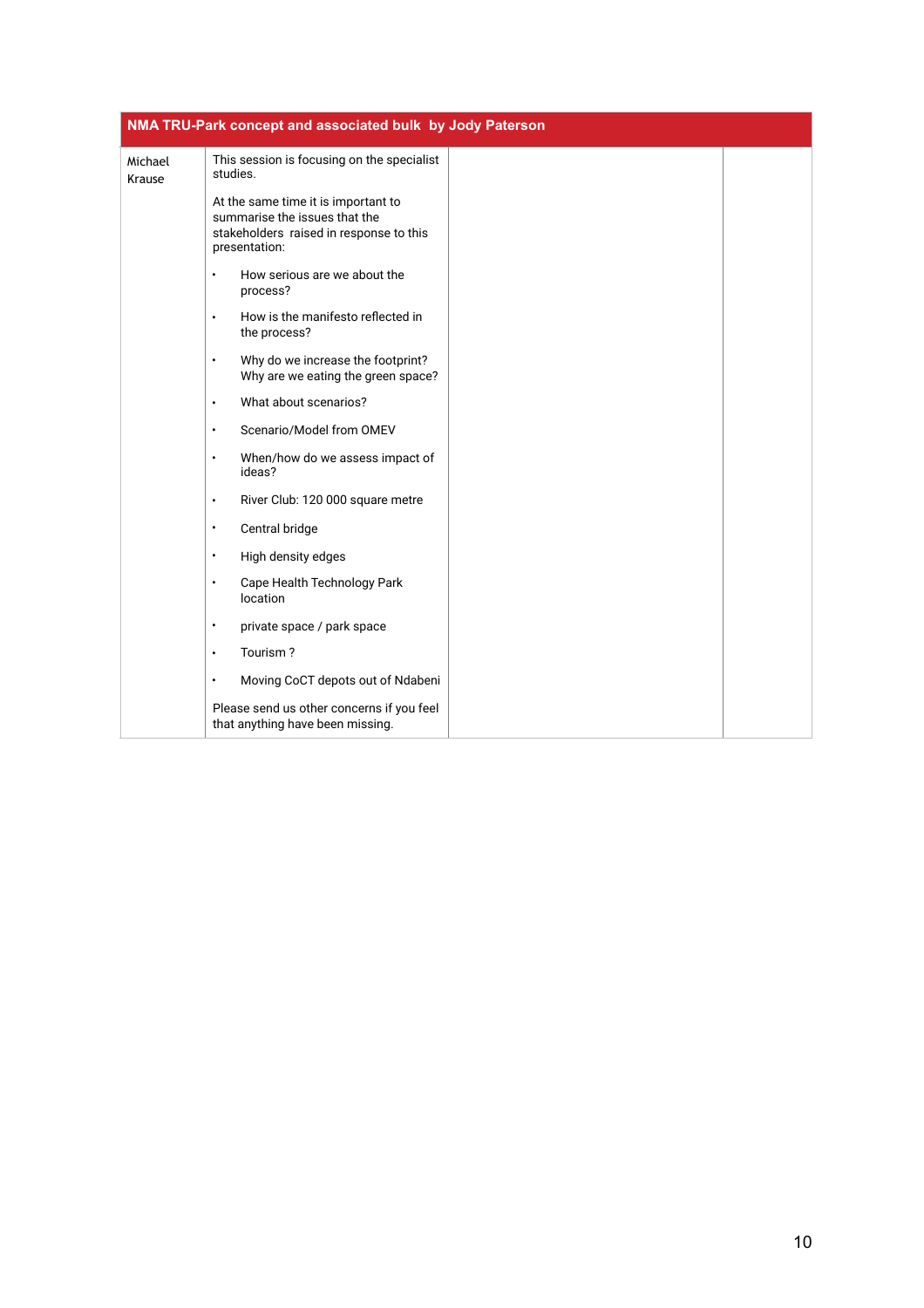| NMA TRU-Park concept and associated bulk by Jody Paterson | | | |
|---|---|---|---|
| Michael Krause | This session is focusing on the specialist studies.<br><br>At the same time it is important to summarise the issues that the stakeholders raised in response to this presentation:<br><br>• How serious are we about the process?<br>• How is the manifesto reflected in the process?<br>• Why do we increase the footprint? Why are we eating the green space?<br>• What about scenarios?<br>• Scenario/Model from OMEV<br>• When/how do we assess impact of ideas?<br>• River Club: 120 000 square metre<br>• Central bridge<br>• High density edges<br>• Cape Health Technology Park location<br>• private space / park space<br>• Tourism ?<br>• Moving CoCT depots out of Ndabeni<br><br>Please send us other concerns if you feel that anything have been missing. | | |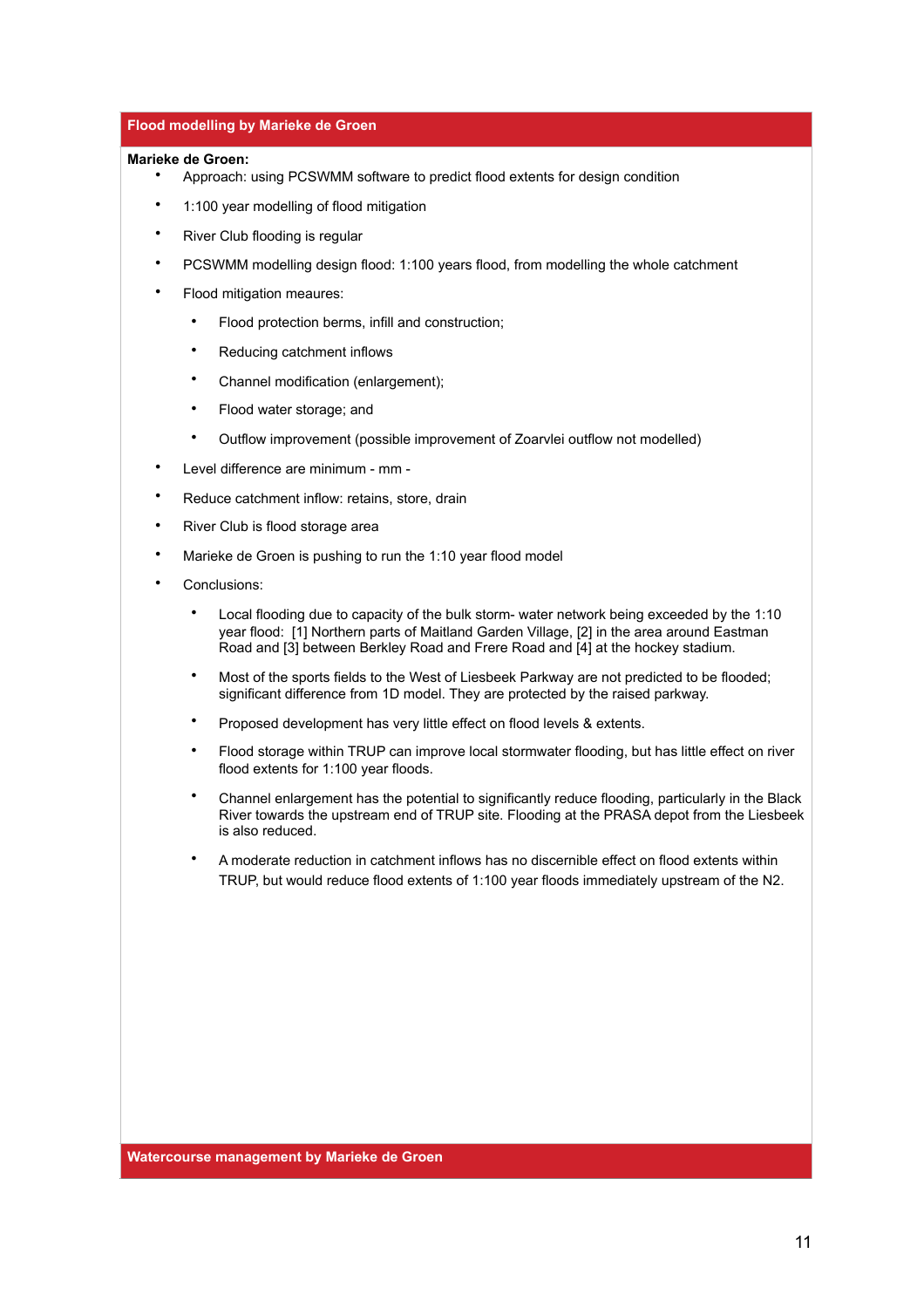## Flood modelling by Marieke de Groen

**Marieke de Groen:**

- Approach: using PCSWMM software to predict flood extents for design condition
- 1:100 year modelling of flood mitigation
- River Club flooding is regular
- PCSWMM modelling design flood: 1:100 years flood, from modelling the whole catchment
- Flood mitigation meaures:
  - Flood protection berms, infill and construction;
  - Reducing catchment inflows
  - Channel modification (enlargement);
  - Flood water storage; and
  - Outflow improvement (possible improvement of Zoarvlei outflow not modelled)
- Level difference are minimum - mm -
- Reduce catchment inflow: retains, store, drain
- River Club is flood storage area
- Marieke de Groen is pushing to run the 1:10 year flood model
- Conclusions:
  - Local flooding due to capacity of the bulk storm- water network being exceeded by the 1:10 year flood: [1] Northern parts of Maitland Garden Village, [2] in the area around Eastman Road and [3] between Berkley Road and Frere Road and [4] at the hockey stadium.
  - Most of the sports fields to the West of Liesbeek Parkway are not predicted to be flooded; significant difference from 1D model. They are protected by the raised parkway.
  - Proposed development has very little effect on flood levels & extents.
  - Flood storage within TRUP can improve local stormwater flooding, but has little effect on river flood extents for 1:100 year floods.
  - Channel enlargement has the potential to significantly reduce flooding, particularly in the Black River towards the upstream end of TRUP site. Flooding at the PRASA depot from the Liesbeek is also reduced.
  - A moderate reduction in catchment inflows has no discernible effect on flood extents within TRUP, but would reduce flood extents of 1:100 year floods immediately upstream of the N2.

## Watercourse management by Marieke de Groen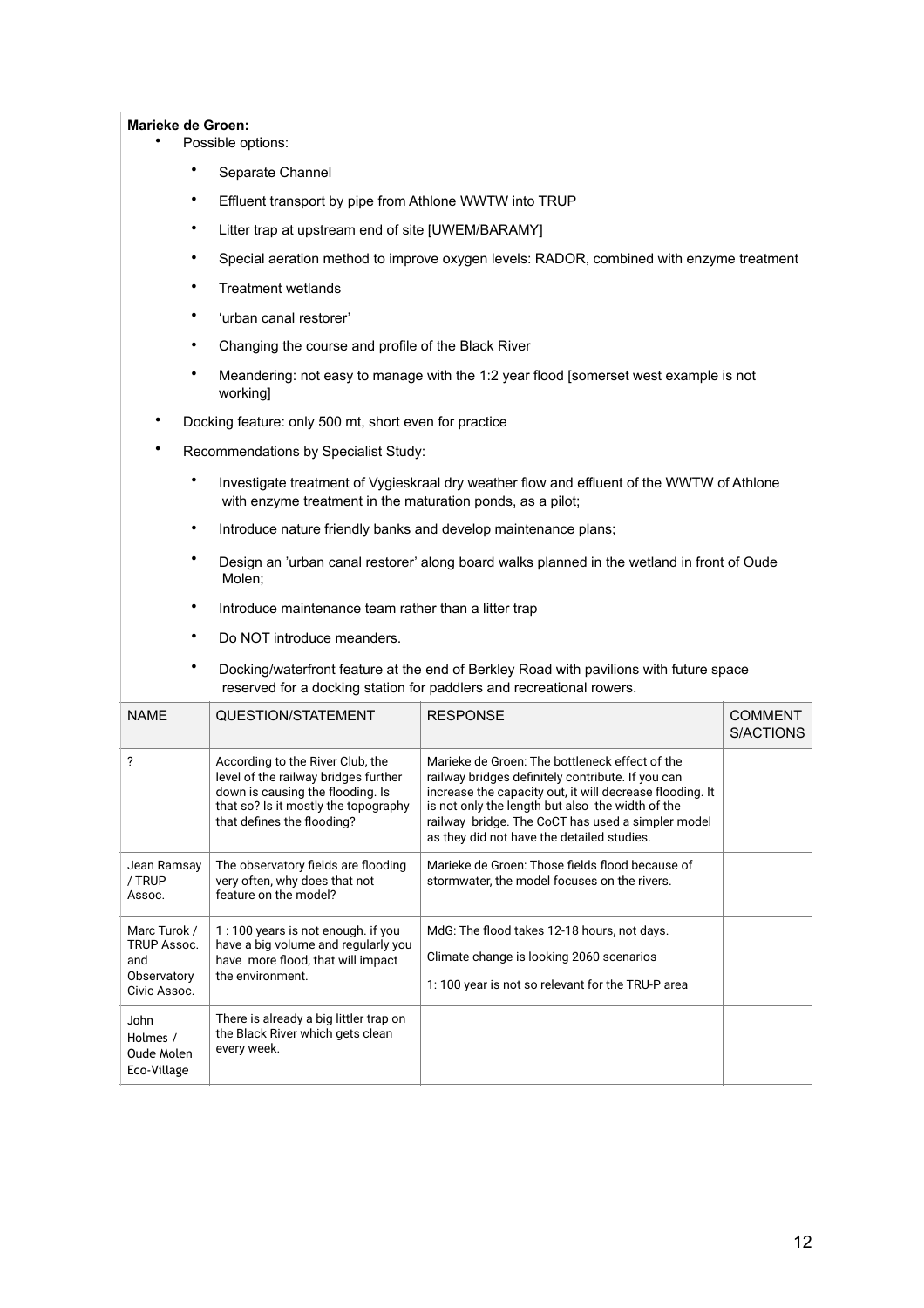**Marieke de Groen:**

- Possible options:
  - Separate Channel
  - Effluent transport by pipe from Athlone WWTW into TRUP
  - Litter trap at upstream end of site [UWEM/BARAMY]
  - Special aeration method to improve oxygen levels: RADOR, combined with enzyme treatment
  - Treatment wetlands
  - 'urban canal restorer'
  - Changing the course and profile of the Black River
  - Meandering: not easy to manage with the 1:2 year flood [somerset west example is not working]
- Docking feature: only 500 mt, short even for practice
- Recommendations by Specialist Study:
  - Investigate treatment of Vygieskraal dry weather flow and effluent of the WWTW of Athlone with enzyme treatment in the maturation ponds, as a pilot;
  - Introduce nature friendly banks and develop maintenance plans;
  - Design an 'urban canal restorer' along board walks planned in the wetland in front of Oude Molen;
  - Introduce maintenance team rather than a litter trap
  - Do NOT introduce meanders.
  - Docking/waterfront feature at the end of Berkley Road with pavilions with future space reserved for a docking station for paddlers and recreational rowers.

| NAME | QUESTION/STATEMENT | RESPONSE | COMMENTS/ACTIONS |
|---|---|---|---|
| ? | According to the River Club, the level of the railway bridges further down is causing the flooding. Is that so? Is it mostly the topography that defines the flooding? | Marieke de Groen: The bottleneck effect of the railway bridges definitely contribute. If you can increase the capacity out, it will decrease flooding. It is not only the length but also the width of the railway bridge. The CoCT has used a simpler model as they did not have the detailed studies. | |
| Jean Ramsay / TRUP Assoc. | The observatory fields are flooding very often, why does that not feature on the model? | Marieke de Groen: Those fields flood because of stormwater, the model focuses on the rivers. | |
| Marc Turok / TRUP Assoc. and Observatory Civic Assoc. | 1 : 100 years is not enough. if you have a big volume and regularly you have more flood, that will impact the environment. | MdG: The flood takes 12-18 hours, not days.<br>Climate change is looking 2060 scenarios<br>1: 100 year is not so relevant for the TRU-P area | |
| John Holmes / Oude Molen Eco-Village | There is already a big littler trap on the Black River which gets clean every week. | | |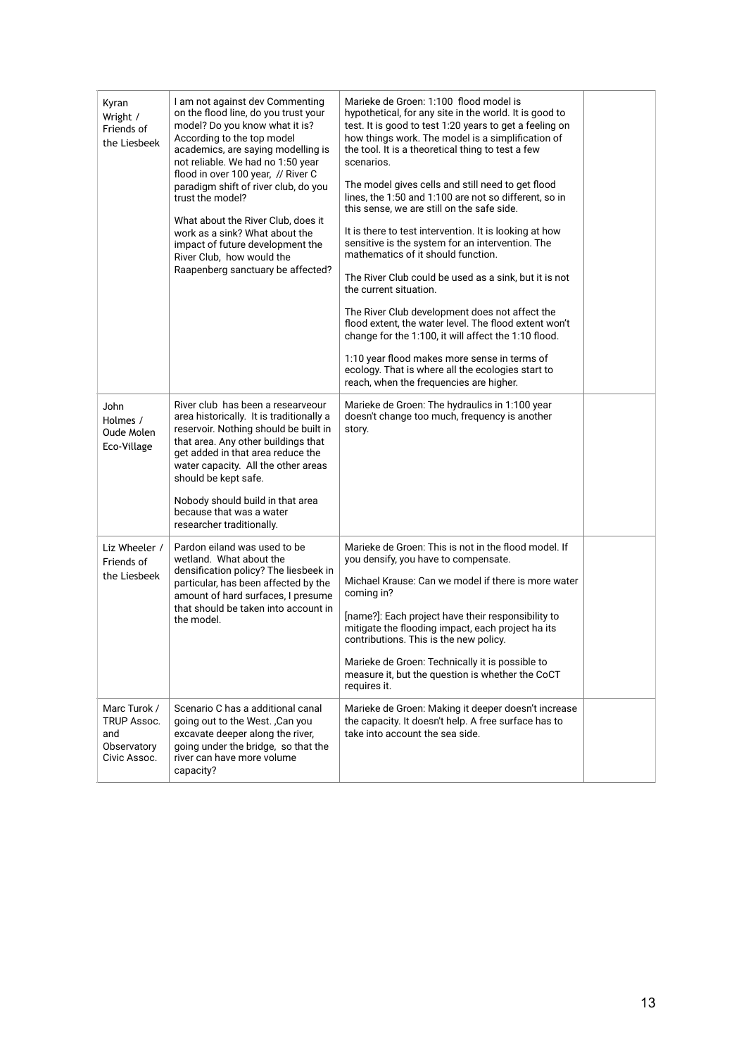| | | | |
|---|---|---|---|
| Kyran Wright / Friends of the Liesbeek | I am not against dev Commenting on the flood line, do you trust your model? Do you know what it is? According to the top model academics, are saying modelling is not reliable. We had no 1:50 year flood in over 100 year, // River C paradigm shift of river club, do you trust the model?<br><br>What about the River Club, does it work as a sink? What about the impact of future development the River Club, how would the Raapenberg sanctuary be affected? | Marieke de Groen: 1:100 flood model is hypothetical, for any site in the world. It is good to test. It is good to test 1:20 years to get a feeling on how things work. The model is a simplification of the tool. It is a theoretical thing to test a few scenarios.<br><br>The model gives cells and still need to get flood lines, the 1:50 and 1:100 are not so different, so in this sense, we are still on the safe side.<br><br>It is there to test intervention. It is looking at how sensitive is the system for an intervention. The mathematics of it should function.<br><br>The River Club could be used as a sink, but it is not the current situation.<br><br>The River Club development does not affect the flood extent, the water level. The flood extent won't change for the 1:100, it will affect the 1:10 flood.<br><br>1:10 year flood makes more sense in terms of ecology. That is where all the ecologies start to reach, when the frequencies are higher. | |
| John Holmes / Oude Molen Eco-Village | River club has been a researveour area historically. It is traditionally a reservoir. Nothing should be built in that area. Any other buildings that get added in that area reduce the water capacity. All the other areas should be kept safe.<br><br>Nobody should build in that area because that was a water researcher traditionally. | Marieke de Groen: The hydraulics in 1:100 year doesn't change too much, frequency is another story. | |
| Liz Wheeler / Friends of the Liesbeek | Pardon eiland was used to be wetland. What about the densification policy? The liesbeek in particular, has been affected by the amount of hard surfaces, I presume that should be taken into account in the model. | Marieke de Groen: This is not in the flood model. If you densify, you have to compensate.<br><br>Michael Krause: Can we model if there is more water coming in?<br><br>[name?]: Each project have their responsibility to mitigate the flooding impact, each project ha its contributions. This is the new policy.<br><br>Marieke de Groen: Technically it is possible to measure it, but the question is whether the CoCT requires it. | |
| Marc Turok / TRUP Assoc. and Observatory Civic Assoc. | Scenario C has a additional canal going out to the West. ,Can you excavate deeper along the river, going under the bridge, so that the river can have more volume capacity? | Marieke de Groen: Making it deeper doesn't increase the capacity. It doesn't help. A free surface has to take into account the sea side. | |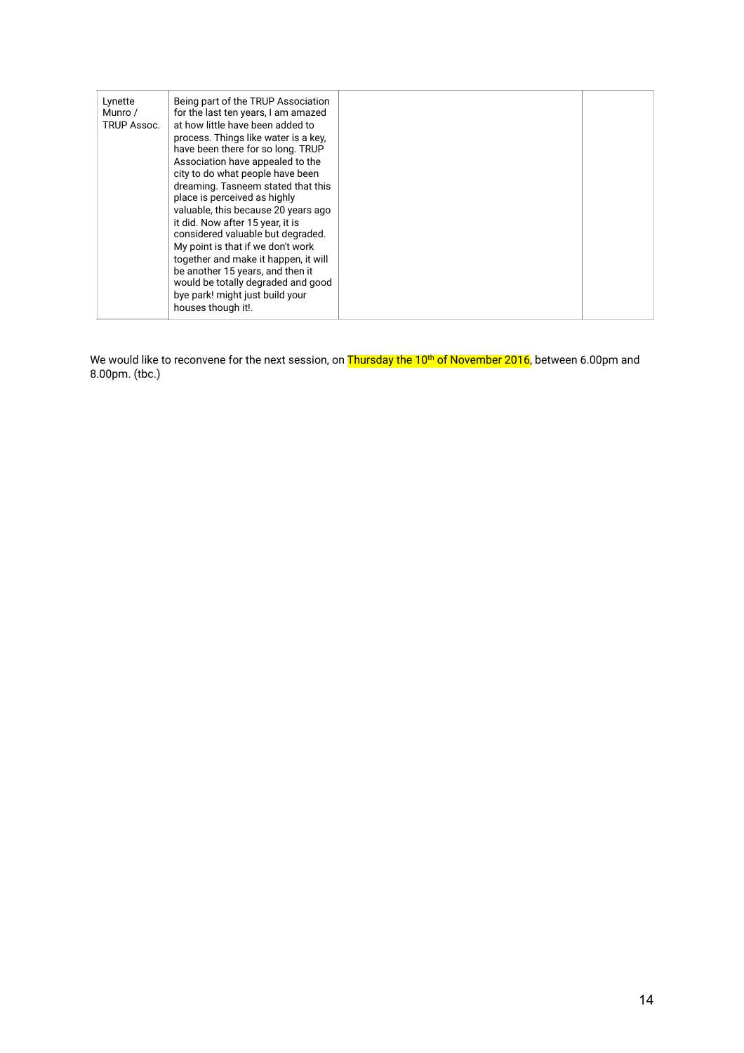| | | | |
|---|---|---|---|
| Lynette Munro / TRUP Assoc. | Being part of the TRUP Association for the last ten years, I am amazed at how little have been added to process. Things like water is a key, have been there for so long. TRUP Association have appealed to the city to do what people have been dreaming. Tasneem stated that this place is perceived as highly valuable, this because 20 years ago it did. Now after 15 year, it is considered valuable but degraded. My point is that if we don't work together and make it happen, it will be another 15 years, and then it would be totally degraded and good bye park! might just build your houses though it!. | | |

We would like to reconvene for the next session, on Thursday the 10th of November 2016, between 6.00pm and 8.00pm. (tbc.)